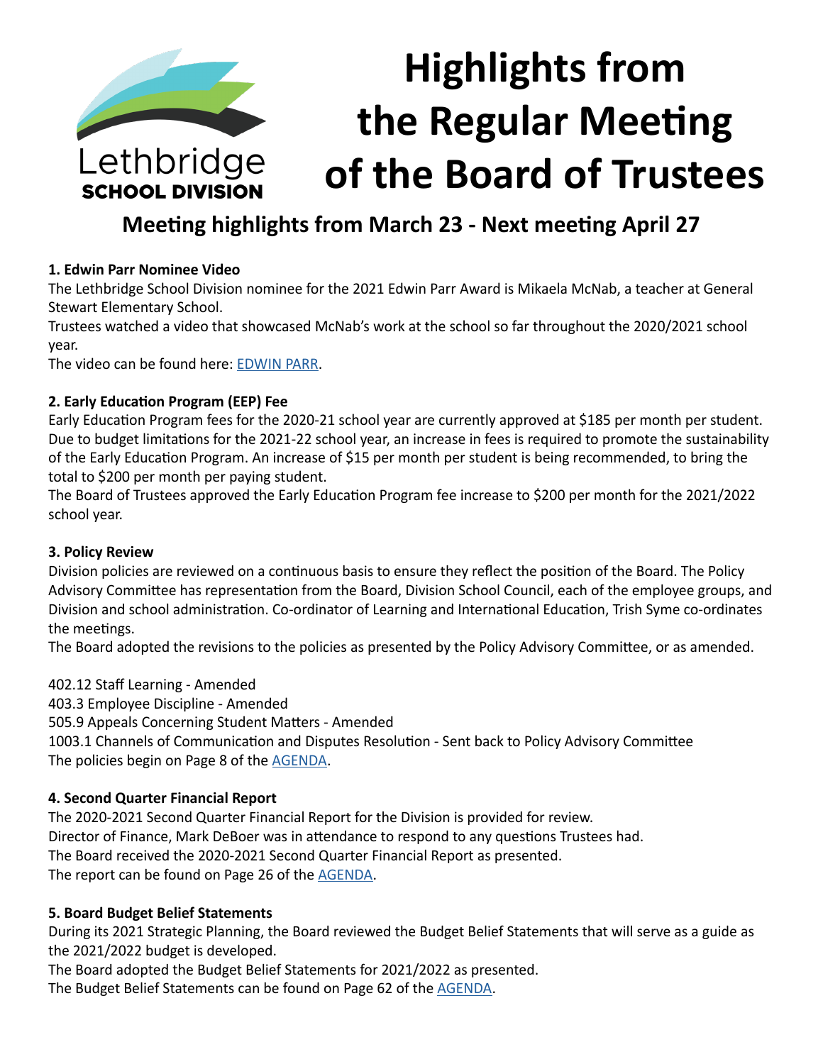Lethbridge
SCHOOL DIVISION

# Highlights from the Regular Meeting of the Board of Trustees

## Meeting highlights from March 23 - Next meeting April 27

### 1. Edwin Parr Nominee Video

The Lethbridge School Division nominee for the 2021 Edwin Parr Award is Mikaela McNab, a teacher at General Stewart Elementary School.

Trustees watched a video that showcased McNab's work at the school so far throughout the 2020/2021 school year.

The video can be found here: [EDWIN PARR](#).

### 2. Early Education Program (EEP) Fee

Early Education Program fees for the 2020-21 school year are currently approved at $185 per month per student. Due to budget limitations for the 2021-22 school year, an increase in fees is required to promote the sustainability of the Early Education Program. An increase of $15 per month per student is being recommended, to bring the total to $200 per month per paying student.

The Board of Trustees approved the Early Education Program fee increase to $200 per month for the 2021/2022 school year.

### 3. Policy Review

Division policies are reviewed on a continuous basis to ensure they reflect the position of the Board. The Policy Advisory Committee has representation from the Board, Division School Council, each of the employee groups, and Division and school administration. Co-ordinator of Learning and International Education, Trish Syme co-ordinates the meetings.

The Board adopted the revisions to the policies as presented by the Policy Advisory Committee, or as amended.

402.12 Staff Learning - Amended
403.3 Employee Discipline - Amended
505.9 Appeals Concerning Student Matters - Amended
1003.1 Channels of Communication and Disputes Resolution - Sent back to Policy Advisory Committee
The policies begin on Page 8 of the [AGENDA](#).

### 4. Second Quarter Financial Report

The 2020-2021 Second Quarter Financial Report for the Division is provided for review.
Director of Finance, Mark DeBoer was in attendance to respond to any questions Trustees had.
The Board received the 2020-2021 Second Quarter Financial Report as presented.
The report can be found on Page 26 of the [AGENDA](#).

### 5. Board Budget Belief Statements

During its 2021 Strategic Planning, the Board reviewed the Budget Belief Statements that will serve as a guide as the 2021/2022 budget is developed.
The Board adopted the Budget Belief Statements for 2021/2022 as presented.
The Budget Belief Statements can be found on Page 62 of the [AGENDA](#).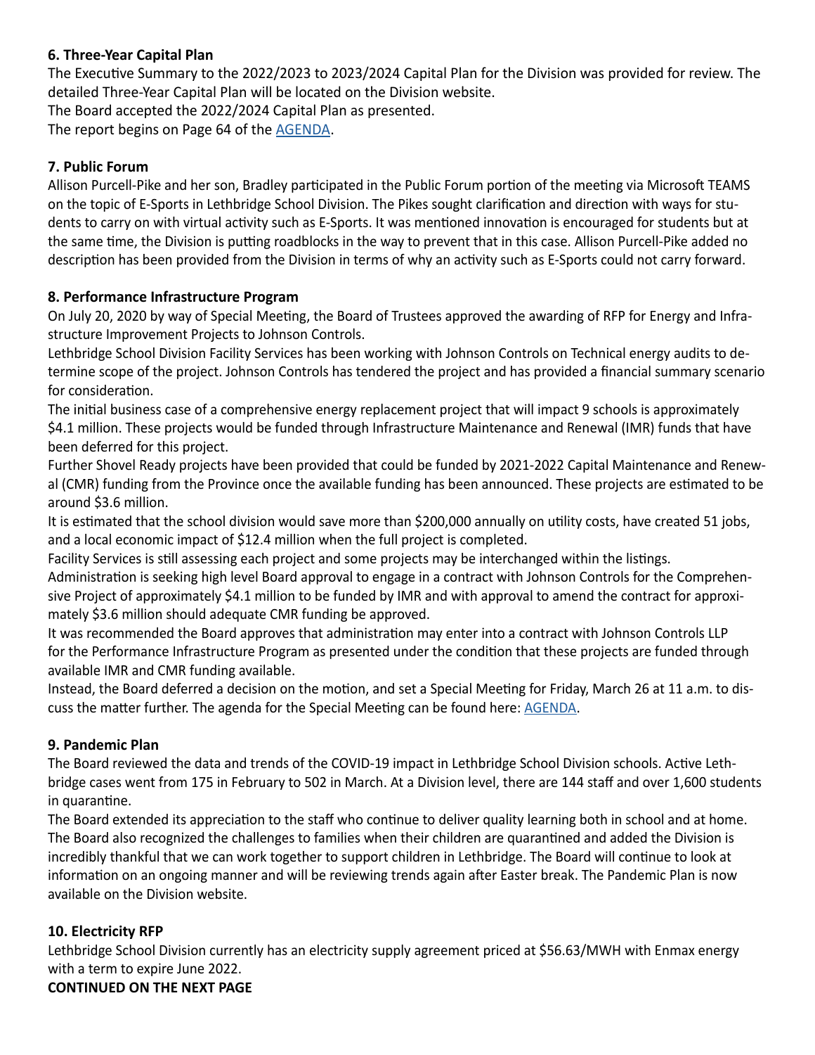### 6. Three-Year Capital Plan

The Executive Summary to the 2022/2023 to 2023/2024 Capital Plan for the Division was provided for review. The detailed Three-Year Capital Plan will be located on the Division website.

The Board accepted the 2022/2024 Capital Plan as presented.

The report begins on Page 64 of the AGENDA.

### 7. Public Forum

Allison Purcell-Pike and her son, Bradley participated in the Public Forum portion of the meeting via Microsoft TEAMS on the topic of E-Sports in Lethbridge School Division. The Pikes sought clarification and direction with ways for students to carry on with virtual activity such as E-Sports. It was mentioned innovation is encouraged for students but at the same time, the Division is putting roadblocks in the way to prevent that in this case. Allison Purcell-Pike added no description has been provided from the Division in terms of why an activity such as E-Sports could not carry forward.

### 8. Performance Infrastructure Program

On July 20, 2020 by way of Special Meeting, the Board of Trustees approved the awarding of RFP for Energy and Infrastructure Improvement Projects to Johnson Controls.

Lethbridge School Division Facility Services has been working with Johnson Controls on Technical energy audits to determine scope of the project. Johnson Controls has tendered the project and has provided a financial summary scenario for consideration.

The initial business case of a comprehensive energy replacement project that will impact 9 schools is approximately $4.1 million. These projects would be funded through Infrastructure Maintenance and Renewal (IMR) funds that have been deferred for this project.

Further Shovel Ready projects have been provided that could be funded by 2021-2022 Capital Maintenance and Renewal (CMR) funding from the Province once the available funding has been announced. These projects are estimated to be around $3.6 million.

It is estimated that the school division would save more than $200,000 annually on utility costs, have created 51 jobs, and a local economic impact of $12.4 million when the full project is completed.

Facility Services is still assessing each project and some projects may be interchanged within the listings.

Administration is seeking high level Board approval to engage in a contract with Johnson Controls for the Comprehensive Project of approximately $4.1 million to be funded by IMR and with approval to amend the contract for approximately $3.6 million should adequate CMR funding be approved.

It was recommended the Board approves that administration may enter into a contract with Johnson Controls LLP for the Performance Infrastructure Program as presented under the condition that these projects are funded through available IMR and CMR funding available.

Instead, the Board deferred a decision on the motion, and set a Special Meeting for Friday, March 26 at 11 a.m. to discuss the matter further. The agenda for the Special Meeting can be found here: AGENDA.

### 9. Pandemic Plan

The Board reviewed the data and trends of the COVID-19 impact in Lethbridge School Division schools. Active Lethbridge cases went from 175 in February to 502 in March. At a Division level, there are 144 staff and over 1,600 students in quarantine.

The Board extended its appreciation to the staff who continue to deliver quality learning both in school and at home. The Board also recognized the challenges to families when their children are quarantined and added the Division is incredibly thankful that we can work together to support children in Lethbridge. The Board will continue to look at information on an ongoing manner and will be reviewing trends again after Easter break. The Pandemic Plan is now available on the Division website.

### 10. Electricity RFP

Lethbridge School Division currently has an electricity supply agreement priced at $56.63/MWH with Enmax energy with a term to expire June 2022.

**CONTINUED ON THE NEXT PAGE**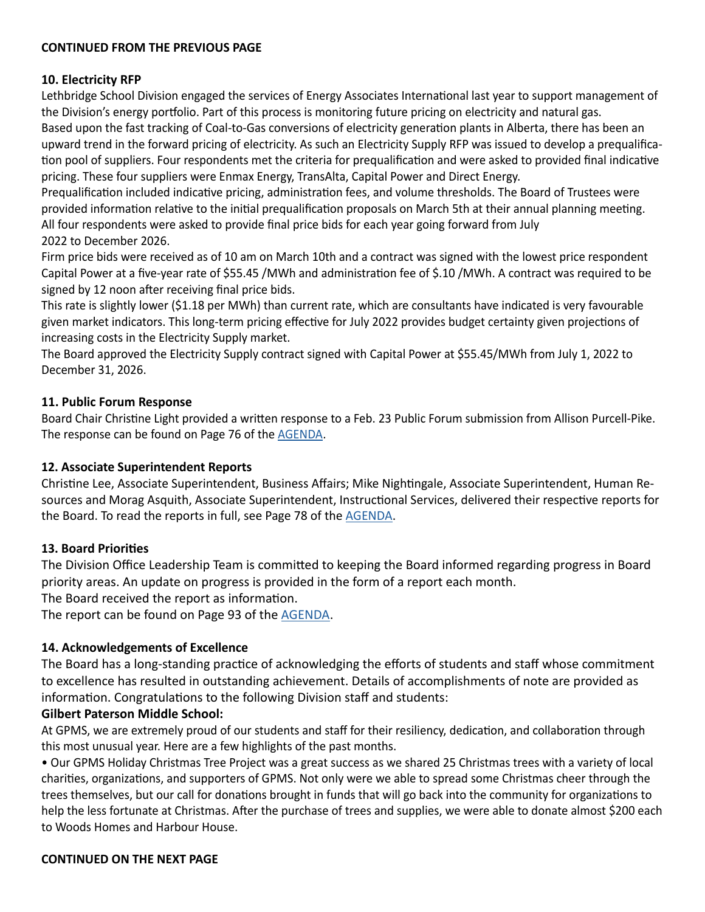**CONTINUED FROM THE PREVIOUS PAGE**

### 10. Electricity RFP

Lethbridge School Division engaged the services of Energy Associates International last year to support management of the Division's energy portfolio. Part of this process is monitoring future pricing on electricity and natural gas.

Based upon the fast tracking of Coal-to-Gas conversions of electricity generation plants in Alberta, there has been an upward trend in the forward pricing of electricity. As such an Electricity Supply RFP was issued to develop a prequalification pool of suppliers. Four respondents met the criteria for prequalification and were asked to provided final indicative pricing. These four suppliers were Enmax Energy, TransAlta, Capital Power and Direct Energy.

Prequalification included indicative pricing, administration fees, and volume thresholds. The Board of Trustees were provided information relative to the initial prequalification proposals on March 5th at their annual planning meeting.

All four respondents were asked to provide final price bids for each year going forward from July 2022 to December 2026.

Firm price bids were received as of 10 am on March 10th and a contract was signed with the lowest price respondent Capital Power at a five-year rate of \$55.45 /MWh and administration fee of \$.10 /MWh. A contract was required to be signed by 12 noon after receiving final price bids.

This rate is slightly lower (\$1.18 per MWh) than current rate, which are consultants have indicated is very favourable given market indicators. This long-term pricing effective for July 2022 provides budget certainty given projections of increasing costs in the Electricity Supply market.

The Board approved the Electricity Supply contract signed with Capital Power at \$55.45/MWh from July 1, 2022 to December 31, 2026.

### 11. Public Forum Response

Board Chair Christine Light provided a written response to a Feb. 23 Public Forum submission from Allison Purcell-Pike. The response can be found on Page 76 of the AGENDA.

### 12. Associate Superintendent Reports

Christine Lee, Associate Superintendent, Business Affairs; Mike Nightingale, Associate Superintendent, Human Resources and Morag Asquith, Associate Superintendent, Instructional Services, delivered their respective reports for the Board. To read the reports in full, see Page 78 of the AGENDA.

### 13. Board Priorities

The Division Office Leadership Team is committed to keeping the Board informed regarding progress in Board priority areas. An update on progress is provided in the form of a report each month.

The Board received the report as information.

The report can be found on Page 93 of the AGENDA.

### 14. Acknowledgements of Excellence

The Board has a long-standing practice of acknowledging the efforts of students and staff whose commitment to excellence has resulted in outstanding achievement. Details of accomplishments of note are provided as information. Congratulations to the following Division staff and students:

**Gilbert Paterson Middle School:**

At GPMS, we are extremely proud of our students and staff for their resiliency, dedication, and collaboration through this most unusual year. Here are a few highlights of the past months.

- Our GPMS Holiday Christmas Tree Project was a great success as we shared 25 Christmas trees with a variety of local charities, organizations, and supporters of GPMS. Not only were we able to spread some Christmas cheer through the trees themselves, but our call for donations brought in funds that will go back into the community for organizations to help the less fortunate at Christmas. After the purchase of trees and supplies, we were able to donate almost \$200 each to Woods Homes and Harbour House.

**CONTINUED ON THE NEXT PAGE**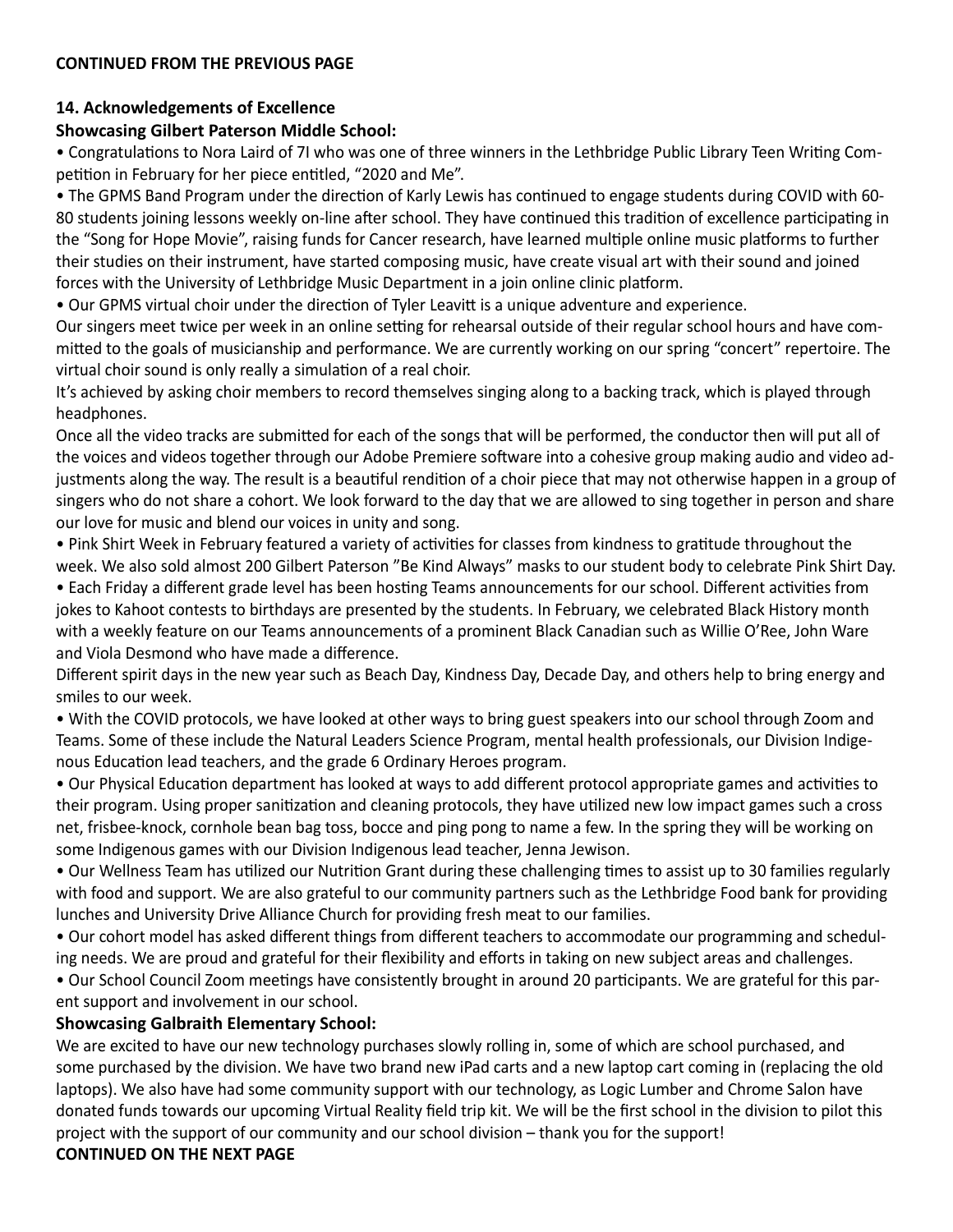**CONTINUED FROM THE PREVIOUS PAGE**

**14. Acknowledgements of Excellence**

**Showcasing Gilbert Paterson Middle School:**

- Congratulations to Nora Laird of 7I who was one of three winners in the Lethbridge Public Library Teen Writing Competition in February for her piece entitled, "2020 and Me".
- The GPMS Band Program under the direction of Karly Lewis has continued to engage students during COVID with 60-80 students joining lessons weekly on-line after school. They have continued this tradition of excellence participating in the "Song for Hope Movie", raising funds for Cancer research, have learned multiple online music platforms to further their studies on their instrument, have started composing music, have create visual art with their sound and joined forces with the University of Lethbridge Music Department in a join online clinic platform.
- Our GPMS virtual choir under the direction of Tyler Leavitt is a unique adventure and experience.

Our singers meet twice per week in an online setting for rehearsal outside of their regular school hours and have committed to the goals of musicianship and performance. We are currently working on our spring "concert" repertoire. The virtual choir sound is only really a simulation of a real choir.

It's achieved by asking choir members to record themselves singing along to a backing track, which is played through headphones.

Once all the video tracks are submitted for each of the songs that will be performed, the conductor then will put all of the voices and videos together through our Adobe Premiere software into a cohesive group making audio and video adjustments along the way. The result is a beautiful rendition of a choir piece that may not otherwise happen in a group of singers who do not share a cohort. We look forward to the day that we are allowed to sing together in person and share our love for music and blend our voices in unity and song.

- Pink Shirt Week in February featured a variety of activities for classes from kindness to gratitude throughout the week. We also sold almost 200 Gilbert Paterson "Be Kind Always" masks to our student body to celebrate Pink Shirt Day.
- Each Friday a different grade level has been hosting Teams announcements for our school. Different activities from jokes to Kahoot contests to birthdays are presented by the students. In February, we celebrated Black History month with a weekly feature on our Teams announcements of a prominent Black Canadian such as Willie O'Ree, John Ware and Viola Desmond who have made a difference.

Different spirit days in the new year such as Beach Day, Kindness Day, Decade Day, and others help to bring energy and smiles to our week.

- With the COVID protocols, we have looked at other ways to bring guest speakers into our school through Zoom and Teams. Some of these include the Natural Leaders Science Program, mental health professionals, our Division Indigenous Education lead teachers, and the grade 6 Ordinary Heroes program.
- Our Physical Education department has looked at ways to add different protocol appropriate games and activities to their program. Using proper sanitization and cleaning protocols, they have utilized new low impact games such a cross net, frisbee-knock, cornhole bean bag toss, bocce and ping pong to name a few. In the spring they will be working on some Indigenous games with our Division Indigenous lead teacher, Jenna Jewison.
- Our Wellness Team has utilized our Nutrition Grant during these challenging times to assist up to 30 families regularly with food and support. We are also grateful to our community partners such as the Lethbridge Food bank for providing lunches and University Drive Alliance Church for providing fresh meat to our families.
- Our cohort model has asked different things from different teachers to accommodate our programming and scheduling needs. We are proud and grateful for their flexibility and efforts in taking on new subject areas and challenges.
- Our School Council Zoom meetings have consistently brought in around 20 participants. We are grateful for this parent support and involvement in our school.

**Showcasing Galbraith Elementary School:**

We are excited to have our new technology purchases slowly rolling in, some of which are school purchased, and some purchased by the division. We have two brand new iPad carts and a new laptop cart coming in (replacing the old laptops). We also have had some community support with our technology, as Logic Lumber and Chrome Salon have donated funds towards our upcoming Virtual Reality field trip kit. We will be the first school in the division to pilot this project with the support of our community and our school division – thank you for the support!

**CONTINUED ON THE NEXT PAGE**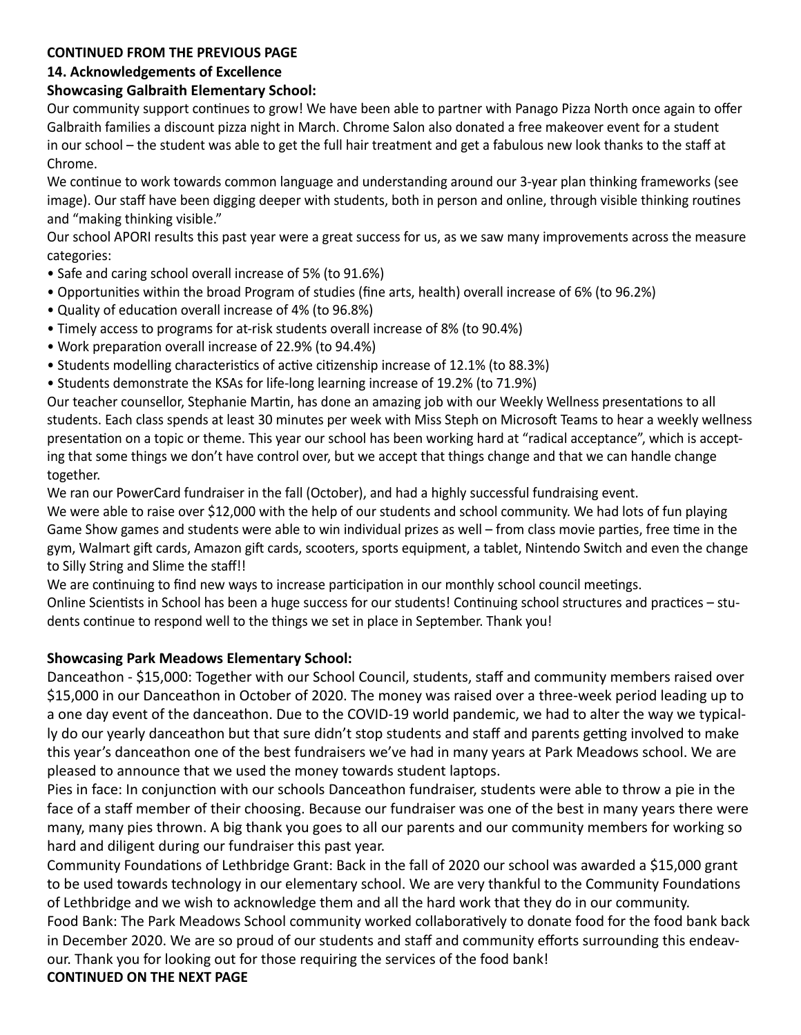**CONTINUED FROM THE PREVIOUS PAGE**

**14. Acknowledgements of Excellence**

**Showcasing Galbraith Elementary School:**

Our community support continues to grow! We have been able to partner with Panago Pizza North once again to offer Galbraith families a discount pizza night in March. Chrome Salon also donated a free makeover event for a student in our school – the student was able to get the full hair treatment and get a fabulous new look thanks to the staff at Chrome.

We continue to work towards common language and understanding around our 3-year plan thinking frameworks (see image). Our staff have been digging deeper with students, both in person and online, through visible thinking routines and "making thinking visible."

Our school APORI results this past year were a great success for us, as we saw many improvements across the measure categories:

- Safe and caring school overall increase of 5% (to 91.6%)
- Opportunities within the broad Program of studies (fine arts, health) overall increase of 6% (to 96.2%)
- Quality of education overall increase of 4% (to 96.8%)
- Timely access to programs for at-risk students overall increase of 8% (to 90.4%)
- Work preparation overall increase of 22.9% (to 94.4%)
- Students modelling characteristics of active citizenship increase of 12.1% (to 88.3%)
- Students demonstrate the KSAs for life-long learning increase of 19.2% (to 71.9%)

Our teacher counsellor, Stephanie Martin, has done an amazing job with our Weekly Wellness presentations to all students. Each class spends at least 30 minutes per week with Miss Steph on Microsoft Teams to hear a weekly wellness presentation on a topic or theme. This year our school has been working hard at "radical acceptance", which is accepting that some things we don't have control over, but we accept that things change and that we can handle change together.

We ran our PowerCard fundraiser in the fall (October), and had a highly successful fundraising event.

We were able to raise over $12,000 with the help of our students and school community. We had lots of fun playing Game Show games and students were able to win individual prizes as well – from class movie parties, free time in the gym, Walmart gift cards, Amazon gift cards, scooters, sports equipment, a tablet, Nintendo Switch and even the change to Silly String and Slime the staff!!

We are continuing to find new ways to increase participation in our monthly school council meetings.

Online Scientists in School has been a huge success for our students! Continuing school structures and practices – students continue to respond well to the things we set in place in September. Thank you!

**Showcasing Park Meadows Elementary School:**

Danceathon - $15,000: Together with our School Council, students, staff and community members raised over $15,000 in our Danceathon in October of 2020. The money was raised over a three-week period leading up to a one day event of the danceathon. Due to the COVID-19 world pandemic, we had to alter the way we typically do our yearly danceathon but that sure didn't stop students and staff and parents getting involved to make this year's danceathon one of the best fundraisers we've had in many years at Park Meadows school. We are pleased to announce that we used the money towards student laptops.

Pies in face: In conjunction with our schools Danceathon fundraiser, students were able to throw a pie in the face of a staff member of their choosing. Because our fundraiser was one of the best in many years there were many, many pies thrown. A big thank you goes to all our parents and our community members for working so hard and diligent during our fundraiser this past year.

Community Foundations of Lethbridge Grant: Back in the fall of 2020 our school was awarded a $15,000 grant to be used towards technology in our elementary school. We are very thankful to the Community Foundations of Lethbridge and we wish to acknowledge them and all the hard work that they do in our community.

Food Bank: The Park Meadows School community worked collaboratively to donate food for the food bank back in December 2020. We are so proud of our students and staff and community efforts surrounding this endeavour. Thank you for looking out for those requiring the services of the food bank!

**CONTINUED ON THE NEXT PAGE**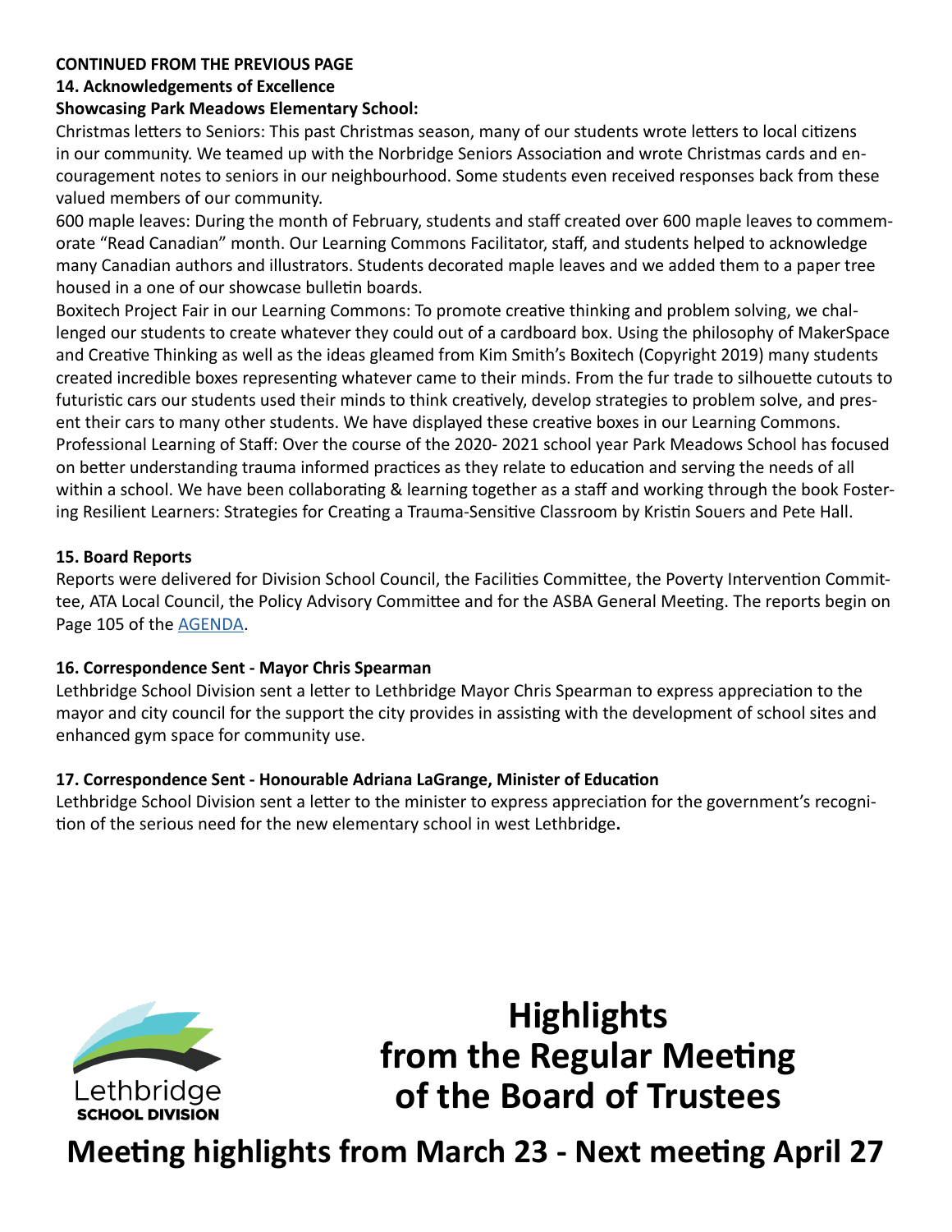**CONTINUED FROM THE PREVIOUS PAGE**

**14. Acknowledgements of Excellence**

**Showcasing Park Meadows Elementary School:**

Christmas letters to Seniors: This past Christmas season, many of our students wrote letters to local citizens in our community. We teamed up with the Norbridge Seniors Association and wrote Christmas cards and encouragement notes to seniors in our neighbourhood. Some students even received responses back from these valued members of our community.

600 maple leaves: During the month of February, students and staff created over 600 maple leaves to commemorate "Read Canadian" month. Our Learning Commons Facilitator, staff, and students helped to acknowledge many Canadian authors and illustrators. Students decorated maple leaves and we added them to a paper tree housed in a one of our showcase bulletin boards.

Boxitech Project Fair in our Learning Commons: To promote creative thinking and problem solving, we challenged our students to create whatever they could out of a cardboard box. Using the philosophy of MakerSpace and Creative Thinking as well as the ideas gleamed from Kim Smith's Boxitech (Copyright 2019) many students created incredible boxes representing whatever came to their minds. From the fur trade to silhouette cutouts to futuristic cars our students used their minds to think creatively, develop strategies to problem solve, and present their cars to many other students. We have displayed these creative boxes in our Learning Commons.

Professional Learning of Staff: Over the course of the 2020- 2021 school year Park Meadows School has focused on better understanding trauma informed practices as they relate to education and serving the needs of all within a school. We have been collaborating & learning together as a staff and working through the book Fostering Resilient Learners: Strategies for Creating a Trauma-Sensitive Classroom by Kristin Souers and Pete Hall.

**15. Board Reports**

Reports were delivered for Division School Council, the Facilities Committee, the Poverty Intervention Committee, ATA Local Council, the Policy Advisory Committee and for the ASBA General Meeting. The reports begin on Page 105 of the AGENDA.

**16. Correspondence Sent - Mayor Chris Spearman**

Lethbridge School Division sent a letter to Lethbridge Mayor Chris Spearman to express appreciation to the mayor and city council for the support the city provides in assisting with the development of school sites and enhanced gym space for community use.

**17. Correspondence Sent - Honourable Adriana LaGrange, Minister of Education**

Lethbridge School Division sent a letter to the minister to express appreciation for the government's recognition of the serious need for the new elementary school in west Lethbridge.

Lethbridge
SCHOOL DIVISION

# Highlights from the Regular Meeting of the Board of Trustees

## Meeting highlights from March 23 - Next meeting April 27